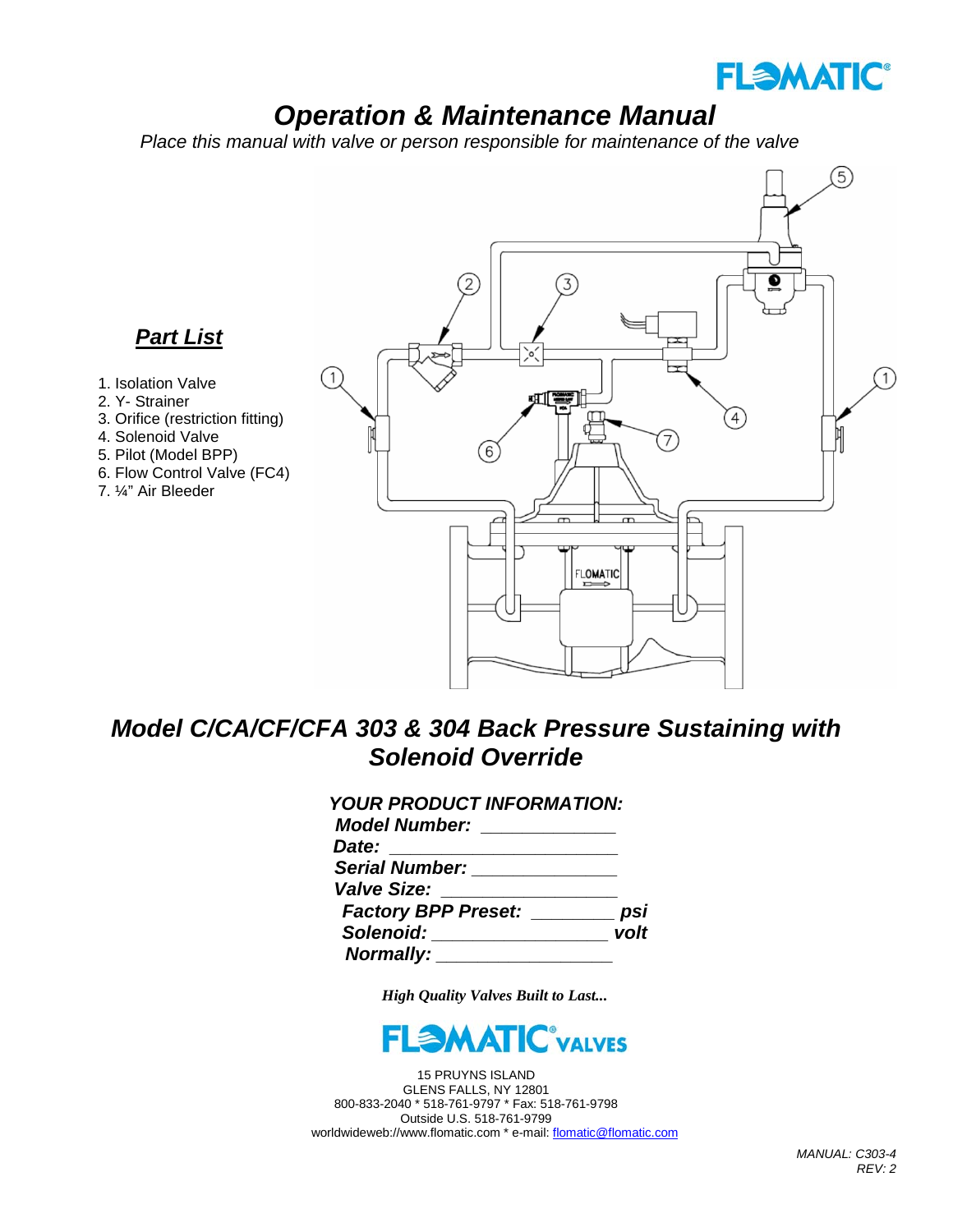FLOMATIC®

# Operation & Maintenance Manual

*Place this manual with valve or person responsible for maintenance of the valve*

## Part List

1. Isolation Valve
2. Y- Strainer
3. Orifice (restriction fitting)
4. Solenoid Valve
5. Pilot (Model BPP)
6. Flow Control Valve (FC4)
7. ¼" Air Bleeder

# *Model C/CA/CF/CFA 303 & 304 Back Pressure Sustaining with Solenoid Override*

***YOUR PRODUCT INFORMATION:***

***Model Number:*** _____________

***Date:*** ______________________

***Serial Number:*** ______________

***Valve Size:*** _________________

***Factory BPP Preset:*** ________ ***psi***

***Solenoid:*** _________________ ***volt***

***Normally:*** _________________

***High Quality Valves Built to Last...***

FLOMATIC® VALVES

15 PRUYNS ISLAND
GLENS FALLS, NY 12801
800-833-2040 * 518-761-9797 * Fax: 518-761-9798
Outside U.S. 518-761-9799
worldwideweb://www.flomatic.com * e-mail: flomatic@flomatic.com

*MANUAL: C303-4*
*REV: 2*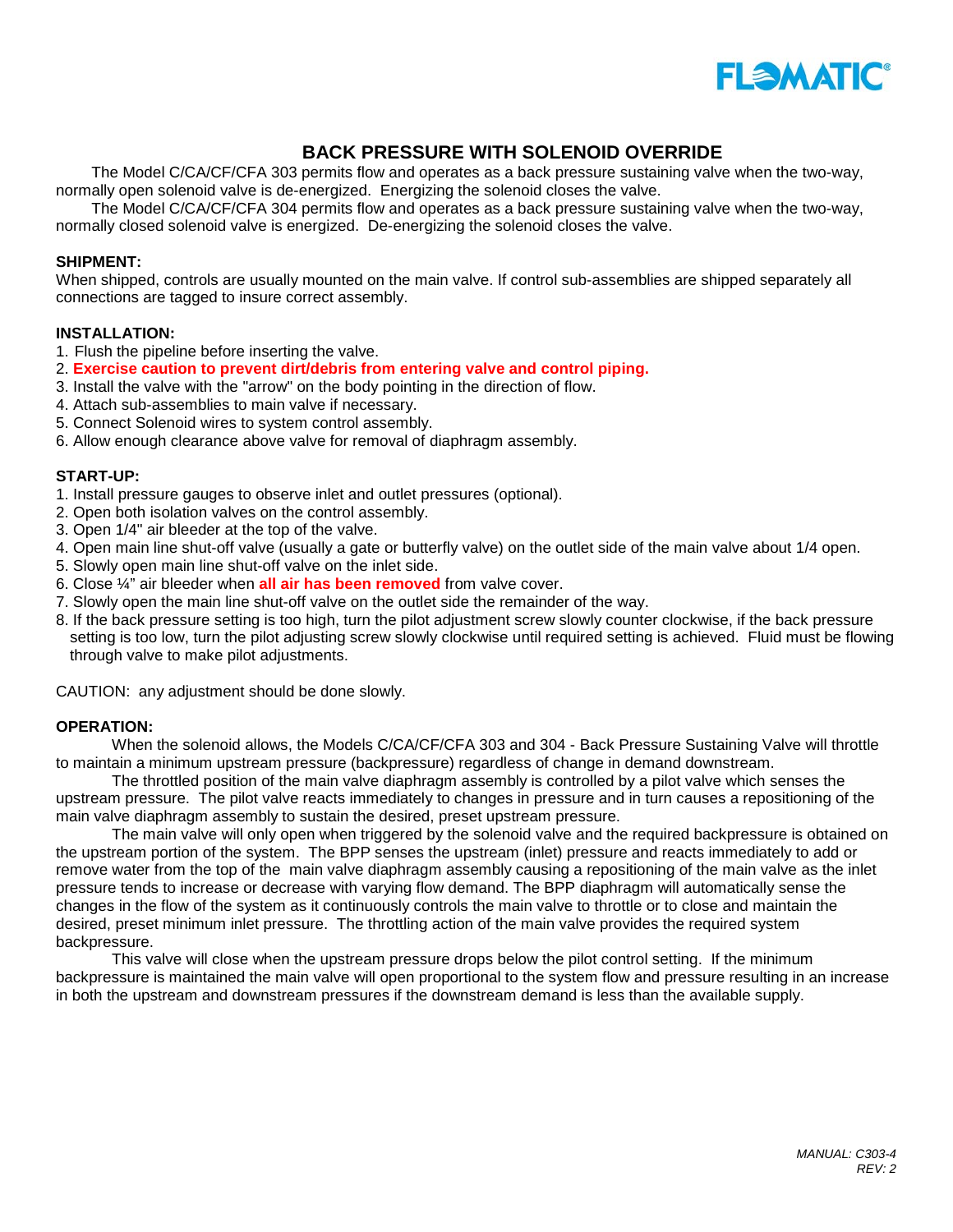# BACK PRESSURE WITH SOLENOID OVERRIDE

The Model C/CA/CF/CFA 303 permits flow and operates as a back pressure sustaining valve when the two-way, normally open solenoid valve is de-energized. Energizing the solenoid closes the valve.

The Model C/CA/CF/CFA 304 permits flow and operates as a back pressure sustaining valve when the two-way, normally closed solenoid valve is energized. De-energizing the solenoid closes the valve.

**SHIPMENT:**

When shipped, controls are usually mounted on the main valve. If control sub-assemblies are shipped separately all connections are tagged to insure correct assembly.

**INSTALLATION:**

1. Flush the pipeline before inserting the valve.
2. **Exercise caution to prevent dirt/debris from entering valve and control piping.**
3. Install the valve with the "arrow" on the body pointing in the direction of flow.
4. Attach sub-assemblies to main valve if necessary.
5. Connect Solenoid wires to system control assembly.
6. Allow enough clearance above valve for removal of diaphragm assembly.

**START-UP:**

1. Install pressure gauges to observe inlet and outlet pressures (optional).
2. Open both isolation valves on the control assembly.
3. Open 1/4" air bleeder at the top of the valve.
4. Open main line shut-off valve (usually a gate or butterfly valve) on the outlet side of the main valve about 1/4 open.
5. Slowly open main line shut-off valve on the inlet side.
6. Close ¼" air bleeder when **all air has been removed** from valve cover.
7. Slowly open the main line shut-off valve on the outlet side the remainder of the way.
8. If the back pressure setting is too high, turn the pilot adjustment screw slowly counter clockwise, if the back pressure setting is too low, turn the pilot adjusting screw slowly clockwise until required setting is achieved. Fluid must be flowing through valve to make pilot adjustments.

CAUTION: any adjustment should be done slowly.

**OPERATION:**

When the solenoid allows, the Models C/CA/CF/CFA 303 and 304 - Back Pressure Sustaining Valve will throttle to maintain a minimum upstream pressure (backpressure) regardless of change in demand downstream.

The throttled position of the main valve diaphragm assembly is controlled by a pilot valve which senses the upstream pressure. The pilot valve reacts immediately to changes in pressure and in turn causes a repositioning of the main valve diaphragm assembly to sustain the desired, preset upstream pressure.

The main valve will only open when triggered by the solenoid valve and the required backpressure is obtained on the upstream portion of the system. The BPP senses the upstream (inlet) pressure and reacts immediately to add or remove water from the top of the main valve diaphragm assembly causing a repositioning of the main valve as the inlet pressure tends to increase or decrease with varying flow demand. The BPP diaphragm will automatically sense the changes in the flow of the system as it continuously controls the main valve to throttle or to close and maintain the desired, preset minimum inlet pressure. The throttling action of the main valve provides the required system backpressure.

This valve will close when the upstream pressure drops below the pilot control setting. If the minimum backpressure is maintained the main valve will open proportional to the system flow and pressure resulting in an increase in both the upstream and downstream pressures if the downstream demand is less than the available supply.

*MANUAL: C303-4*
*REV: 2*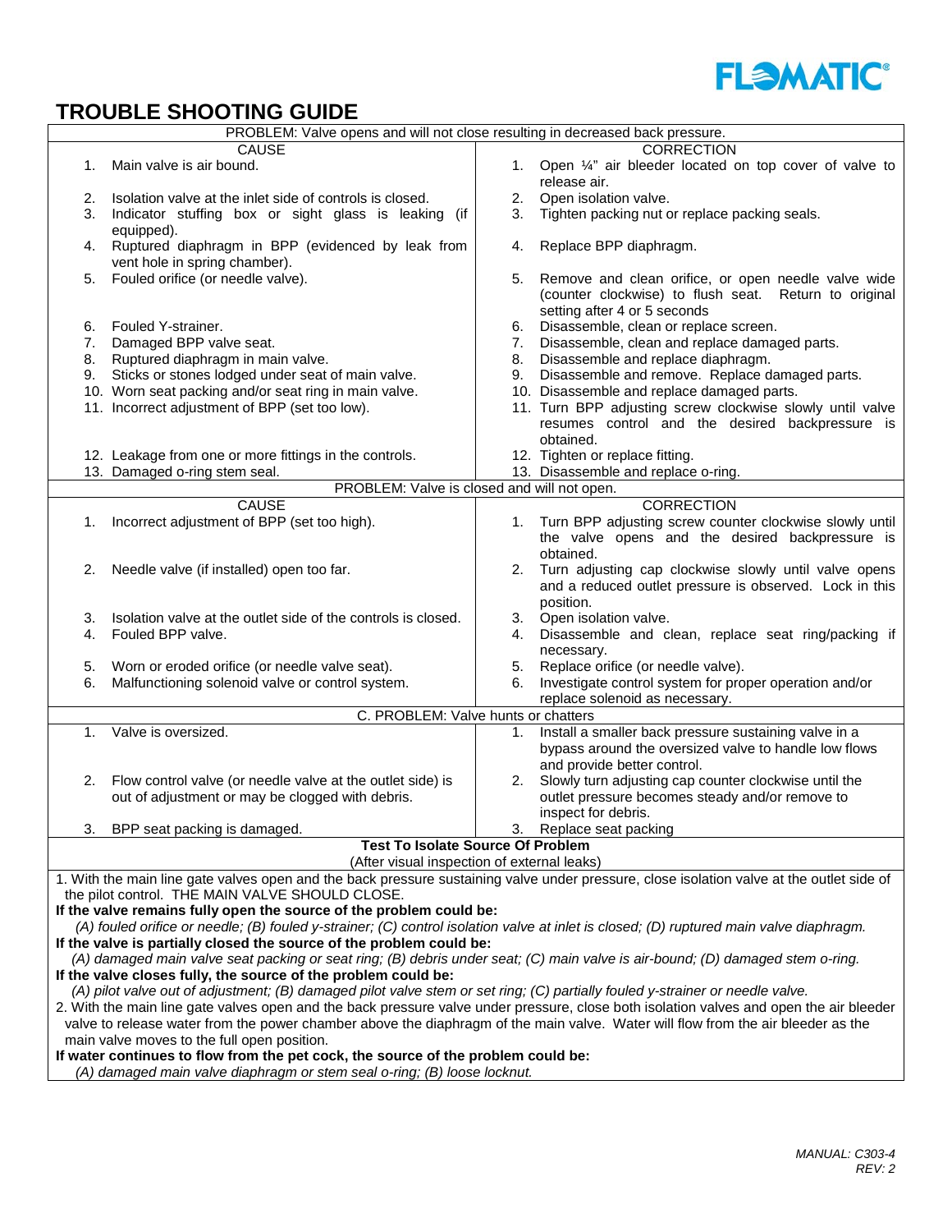## TROUBLE SHOOTING GUIDE

| PROBLEM: Valve opens and will not close resulting in decreased back pressure. | |
|---|---|
| **CAUSE** | **CORRECTION** |
| 1. Main valve is air bound. | 1. Open ¼" air bleeder located on top cover of valve to release air. |
| 2. Isolation valve at the inlet side of controls is closed. | 2. Open isolation valve. |
| 3. Indicator stuffing box or sight glass is leaking (if equipped). | 3. Tighten packing nut or replace packing seals. |
| 4. Ruptured diaphragm in BPP (evidenced by leak from vent hole in spring chamber). | 4. Replace BPP diaphragm. |
| 5. Fouled orifice (or needle valve). | 5. Remove and clean orifice, or open needle valve wide (counter clockwise) to flush seat. Return to original setting after 4 or 5 seconds |
| 6. Fouled Y-strainer. | 6. Disassemble, clean or replace screen. |
| 7. Damaged BPP valve seat. | 7. Disassemble, clean and replace damaged parts. |
| 8. Ruptured diaphragm in main valve. | 8. Disassemble and replace diaphragm. |
| 9. Sticks or stones lodged under seat of main valve. | 9. Disassemble and remove. Replace damaged parts. |
| 10. Worn seat packing and/or seat ring in main valve. | 10. Disassemble and replace damaged parts. |
| 11. Incorrect adjustment of BPP (set too low). | 11. Turn BPP adjusting screw clockwise slowly until valve resumes control and the desired backpressure is obtained. |
| 12. Leakage from one or more fittings in the controls. | 12. Tighten or replace fitting. |
| 13. Damaged o-ring stem seal. | 13. Disassemble and replace o-ring. |
| **PROBLEM: Valve is closed and will not open.** | |
| **CAUSE** | **CORRECTION** |
| 1. Incorrect adjustment of BPP (set too high). | 1. Turn BPP adjusting screw counter clockwise slowly until the valve opens and the desired backpressure is obtained. |
| 2. Needle valve (if installed) open too far. | 2. Turn adjusting cap clockwise slowly until valve opens and a reduced outlet pressure is observed. Lock in this position. |
| 3. Isolation valve at the outlet side of the controls is closed. | 3. Open isolation valve. |
| 4. Fouled BPP valve. | 4. Disassemble and clean, replace seat ring/packing if necessary. |
| 5. Worn or eroded orifice (or needle valve seat). | 5. Replace orifice (or needle valve). |
| 6. Malfunctioning solenoid valve or control system. | 6. Investigate control system for proper operation and/or replace solenoid as necessary. |
| **C. PROBLEM: Valve hunts or chatters** | |
| 1. Valve is oversized. | 1. Install a smaller back pressure sustaining valve in a bypass around the oversized valve to handle low flows and provide better control. |
| 2. Flow control valve (or needle valve at the outlet side) is out of adjustment or may be clogged with debris. | 2. Slowly turn adjusting cap counter clockwise until the outlet pressure becomes steady and/or remove to inspect for debris. |
| 3. BPP seat packing is damaged. | 3. Replace seat packing |

### Test To Isolate Source Of Problem

(After visual inspection of external leaks)

1. With the main line gate valves open and the back pressure sustaining valve under pressure, close isolation valve at the outlet side of the pilot control. THE MAIN VALVE SHOULD CLOSE.

**If the valve remains fully open the source of the problem could be:**

*(A) fouled orifice or needle; (B) fouled y-strainer; (C) control isolation valve at inlet is closed; (D) ruptured main valve diaphragm.*

**If the valve is partially closed the source of the problem could be:**

*(A) damaged main valve seat packing or seat ring; (B) debris under seat; (C) main valve is air-bound; (D) damaged stem o-ring.*

**If the valve closes fully, the source of the problem could be:**

*(A) pilot valve out of adjustment; (B) damaged pilot valve stem or set ring; (C) partially fouled y-strainer or needle valve.*

2. With the main line gate valves open and the back pressure valve under pressure, close both isolation valves and open the air bleeder valve to release water from the power chamber above the diaphragm of the main valve. Water will flow from the air bleeder as the main valve moves to the full open position.

**If water continues to flow from the pet cock, the source of the problem could be:**

*(A) damaged main valve diaphragm or stem seal o-ring; (B) loose locknut.*

*MANUAL: C303-4*
*REV: 2*